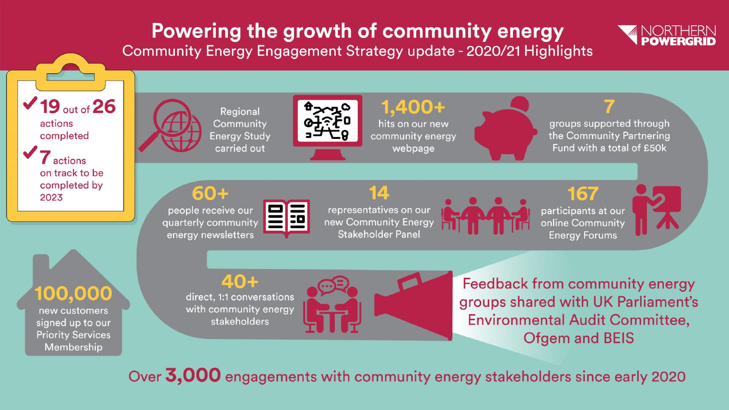# Powering the growth of community energy

## Community Energy Engagement Strategy update - 2020/21 Highlights

NORTHERN POWERGRID

✔ **19** out of **26** actions completed

✔ **7** actions on track to be completed by 2023

Regional Community Energy Study carried out

**1,400+** hits on our new community energy webpage

**7** groups supported through the Community Partnering Fund with a total of £50k

**60+** people receive our quarterly community energy newsletters

**14** representatives on our new Community Energy Stakeholder Panel

**167** participants at our online Community Energy Forums

**100,000** new customers signed up to our Priority Services Membership

**40+** direct, 1:1 conversations with community energy stakeholders

Feedback from community energy groups shared with UK Parliament's Environmental Audit Committee, Ofgem and BEIS

Over **3,000** engagements with community energy stakeholders since early 2020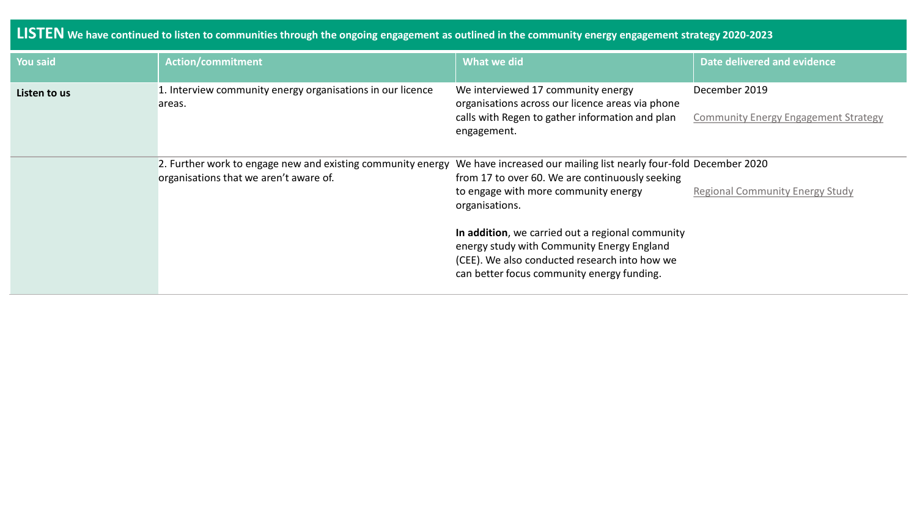## **LISTEN** We have continued to listen to communities through the ongoing engagement as outlined in the community energy engagement strategy 2020-2023

| You said | Action/commitment | What we did | Date delivered and evidence |
| --- | --- | --- | --- |
| **Listen to us** | 1. Interview community energy organisations in our licence areas. | We interviewed 17 community energy organisations across our licence areas via phone calls with Regen to gather information and plan engagement. | December 2019<br><br>Community Energy Engagement Strategy |
| | 2. Further work to engage new and existing community energy organisations that we aren't aware of. | We have increased our mailing list nearly four-fold from 17 to over 60. We are continuously seeking to engage with more community energy organisations.<br><br>**In addition**, we carried out a regional community energy study with Community Energy England (CEE). We also conducted research into how we can better focus community energy funding. | December 2020<br><br>Regional Community Energy Study |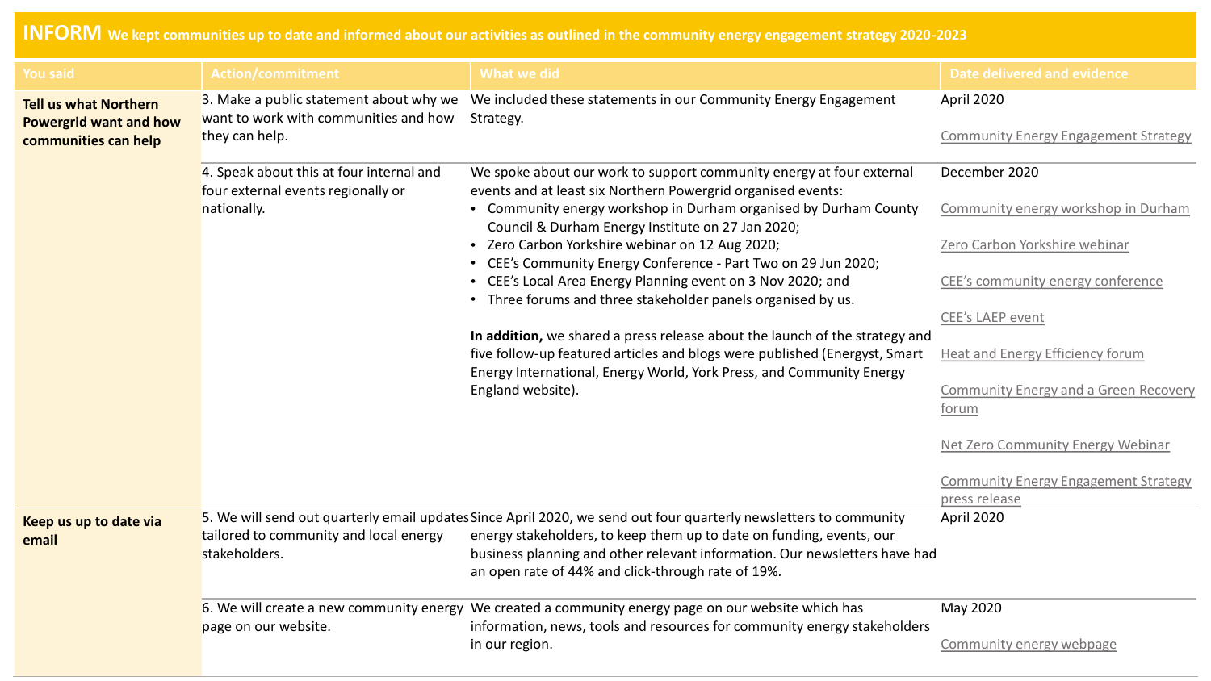# INFORM We kept communities up to date and informed about our activities as outlined in the community energy engagement strategy 2020-2023

| You said | Action/commitment | What we did | Date delivered and evidence |
|---|---|---|---|
| **Tell us what Northern Powergrid want and how communities can help** | 3. Make a public statement about why we want to work with communities and how they can help. | We included these statements in our Community Energy Engagement Strategy. | April 2020<br><br>Community Energy Engagement Strategy |
| | 4. Speak about this at four internal and four external events regionally or nationally. | We spoke about our work to support community energy at four external events and at least six Northern Powergrid organised events:<br>• Community energy workshop in Durham organised by Durham County Council & Durham Energy Institute on 27 Jan 2020;<br>• Zero Carbon Yorkshire webinar on 12 Aug 2020;<br>• CEE's Community Energy Conference - Part Two on 29 Jun 2020;<br>• CEE's Local Area Energy Planning event on 3 Nov 2020; and<br>• Three forums and three stakeholder panels organised by us.<br><br>**In addition,** we shared a press release about the launch of the strategy and five follow-up featured articles and blogs were published (Energyst, Smart Energy International, Energy World, York Press, and Community Energy England website). | December 2020<br><br>Community energy workshop in Durham<br><br>Zero Carbon Yorkshire webinar<br><br>CEE's community energy conference<br><br>CEE's LAEP event<br><br>Heat and Energy Efficiency forum<br><br>Community Energy and a Green Recovery forum<br><br>Net Zero Community Energy Webinar<br><br>Community Energy Engagement Strategy press release |
| **Keep us up to date via email** | 5. We will send out quarterly email updates tailored to community and local energy stakeholders. | Since April 2020, we send out four quarterly newsletters to community energy stakeholders, to keep them up to date on funding, events, our business planning and other relevant information. Our newsletters have had an open rate of 44% and click-through rate of 19%. | April 2020 |
| | 6. We will create a new community energy page on our website. | We created a community energy page on our website which has information, news, tools and resources for community energy stakeholders in our region. | May 2020<br><br>Community energy webpage |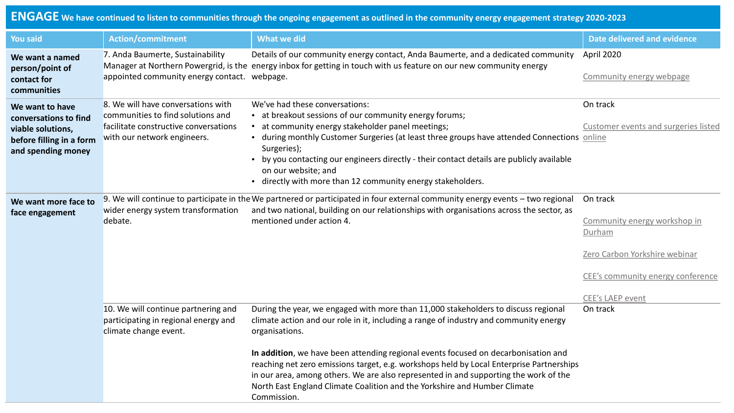# ENGAGE We have continued to listen to communities through the ongoing engagement as outlined in the community energy engagement strategy 2020-2023

| You said | Action/commitment | What we did | Date delivered and evidence |
|---|---|---|---|
| **We want a named person/point of contact for communities** | 7. Anda Baumerte, Sustainability Manager at Northern Powergrid, is the appointed community energy contact. | Details of our community energy contact, Anda Baumerte, and a dedicated community energy inbox for getting in touch with us feature on our new community energy webpage. | April 2020<br><br>Community energy webpage |
| **We want to have conversations to find viable solutions, before filling in a form and spending money** | 8. We will have conversations with communities to find solutions and facilitate constructive conversations with our network engineers. | We've had these conversations:<br>• at breakout sessions of our community energy forums;<br>• at community energy stakeholder panel meetings;<br>• during monthly Customer Surgeries (at least three groups have attended Connections Surgeries);<br>• by you contacting our engineers directly - their contact details are publicly available on our website; and<br>• directly with more than 12 community energy stakeholders. | On track<br><br>Customer events and surgeries listed online |
| **We want more face to face engagement** | 9. We will continue to participate in the wider energy system transformation debate. | We partnered or participated in four external community energy events – two regional and two national, building on our relationships with organisations across the sector, as mentioned under action 4. | On track<br><br>Community energy workshop in Durham<br><br>Zero Carbon Yorkshire webinar<br><br>CEE's community energy conference<br><br>CEE's LAEP event |
| | 10. We will continue partnering and participating in regional energy and climate change event. | During the year, we engaged with more than 11,000 stakeholders to discuss regional climate action and our role in it, including a range of industry and community energy organisations.<br><br>**In addition**, we have been attending regional events focused on decarbonisation and reaching net zero emissions target, e.g. workshops held by Local Enterprise Partnerships in our area, among others. We are also represented in and supporting the work of the North East England Climate Coalition and the Yorkshire and Humber Climate Commission. | On track |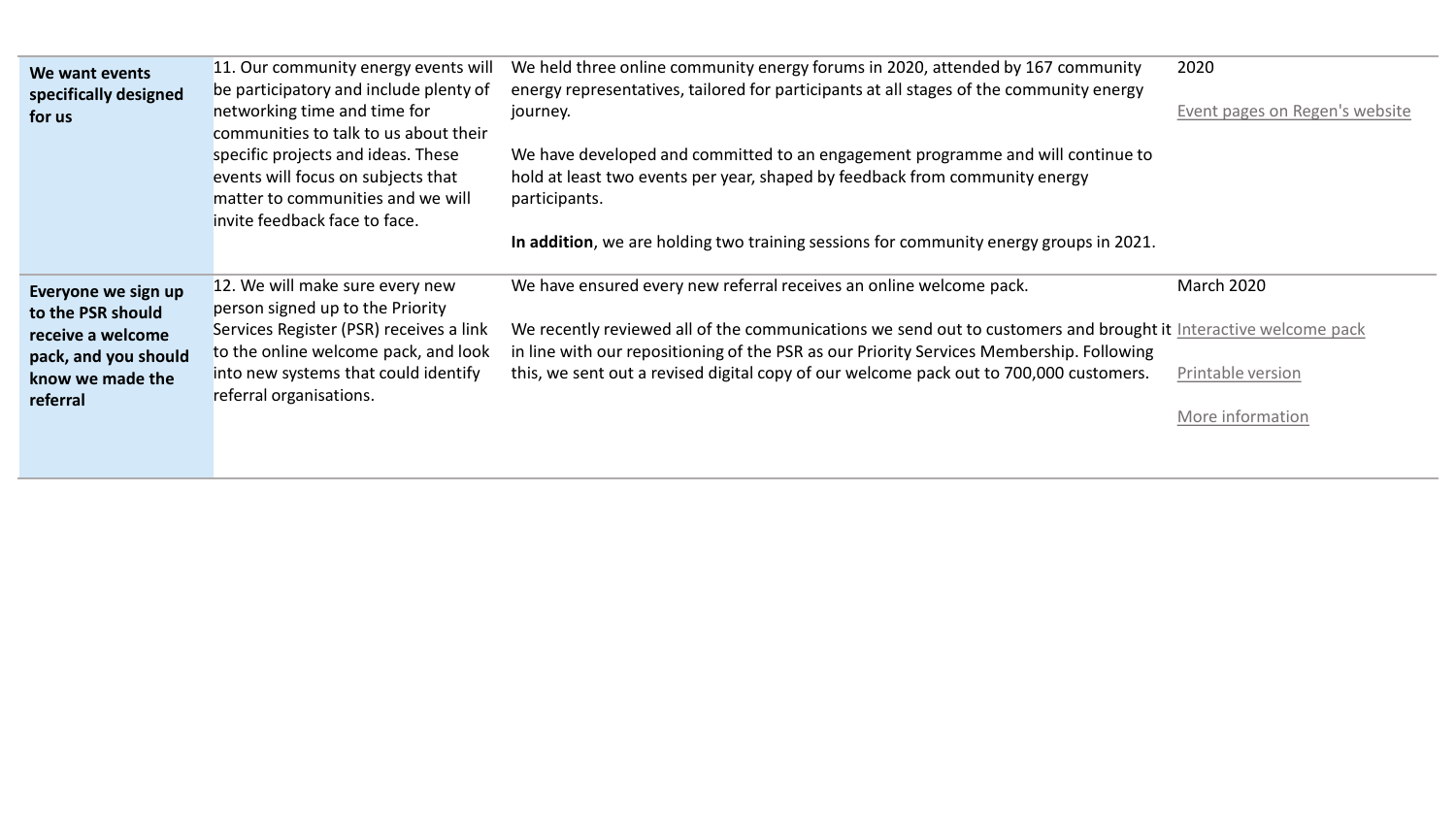| | | | |
|---|---|---|---|
| **We want events specifically designed for us** | 11. Our community energy events will be participatory and include plenty of networking time and time for communities to talk to us about their specific projects and ideas. These events will focus on subjects that matter to communities and we will invite feedback face to face. | We held three online community energy forums in 2020, attended by 167 community energy representatives, tailored for participants at all stages of the community energy journey.<br><br>We have developed and committed to an engagement programme and will continue to hold at least two events per year, shaped by feedback from community energy participants.<br><br>**In addition**, we are holding two training sessions for community energy groups in 2021. | 2020<br><br>Event pages on Regen's website |
| **Everyone we sign up to the PSR should receive a welcome pack, and you should know we made the referral** | 12. We will make sure every new person signed up to the Priority Services Register (PSR) receives a link to the online welcome pack, and look into new systems that could identify referral organisations. | We have ensured every new referral receives an online welcome pack.<br><br>We recently reviewed all of the communications we send out to customers and brought it in line with our repositioning of the PSR as our Priority Services Membership. Following this, we sent out a revised digital copy of our welcome pack out to 700,000 customers. | March 2020<br><br>Interactive welcome pack<br><br>Printable version<br><br>More information |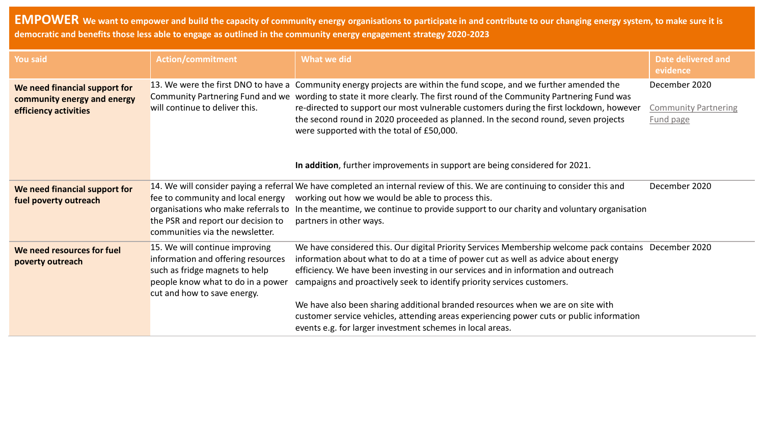**EMPOWER** **We want to empower and build the capacity of community energy organisations to participate in and contribute to our changing energy system, to make sure it is democratic and benefits those less able to engage as outlined in the community energy engagement strategy 2020-2023**

| You said | Action/commitment | What we did | Date delivered and evidence |
|---|---|---|---|
| **We need financial support for community energy and energy efficiency activities** | 13. We were the first DNO to have a Community Partnering Fund and we will continue to deliver this. | Community energy projects are within the fund scope, and we further amended the wording to state it more clearly. The first round of the Community Partnering Fund was re-directed to support our most vulnerable customers during the first lockdown, however the second round in 2020 proceeded as planned. In the second round, seven projects were supported with the total of £50,000.<br><br>**In addition**, further improvements in support are being considered for 2021. | December 2020<br><br>Community Partnering Fund page |
| **We need financial support for fuel poverty outreach** | 14. We will consider paying a referral fee to community and local energy organisations who make referrals to the PSR and report our decision to communities via the newsletter. | We have completed an internal review of this. We are continuing to consider this and working out how we would be able to process this.<br>In the meantime, we continue to provide support to our charity and voluntary organisation partners in other ways. | December 2020 |
| **We need resources for fuel poverty outreach** | 15. We will continue improving information and offering resources such as fridge magnets to help people know what to do in a power cut and how to save energy. | We have considered this. Our digital Priority Services Membership welcome pack contains information about what to do at a time of power cut as well as advice about energy efficiency. We have been investing in our services and in information and outreach campaigns and proactively seek to identify priority services customers.<br><br>We have also been sharing additional branded resources when we are on site with customer service vehicles, attending areas experiencing power cuts or public information events e.g. for larger investment schemes in local areas. | December 2020 |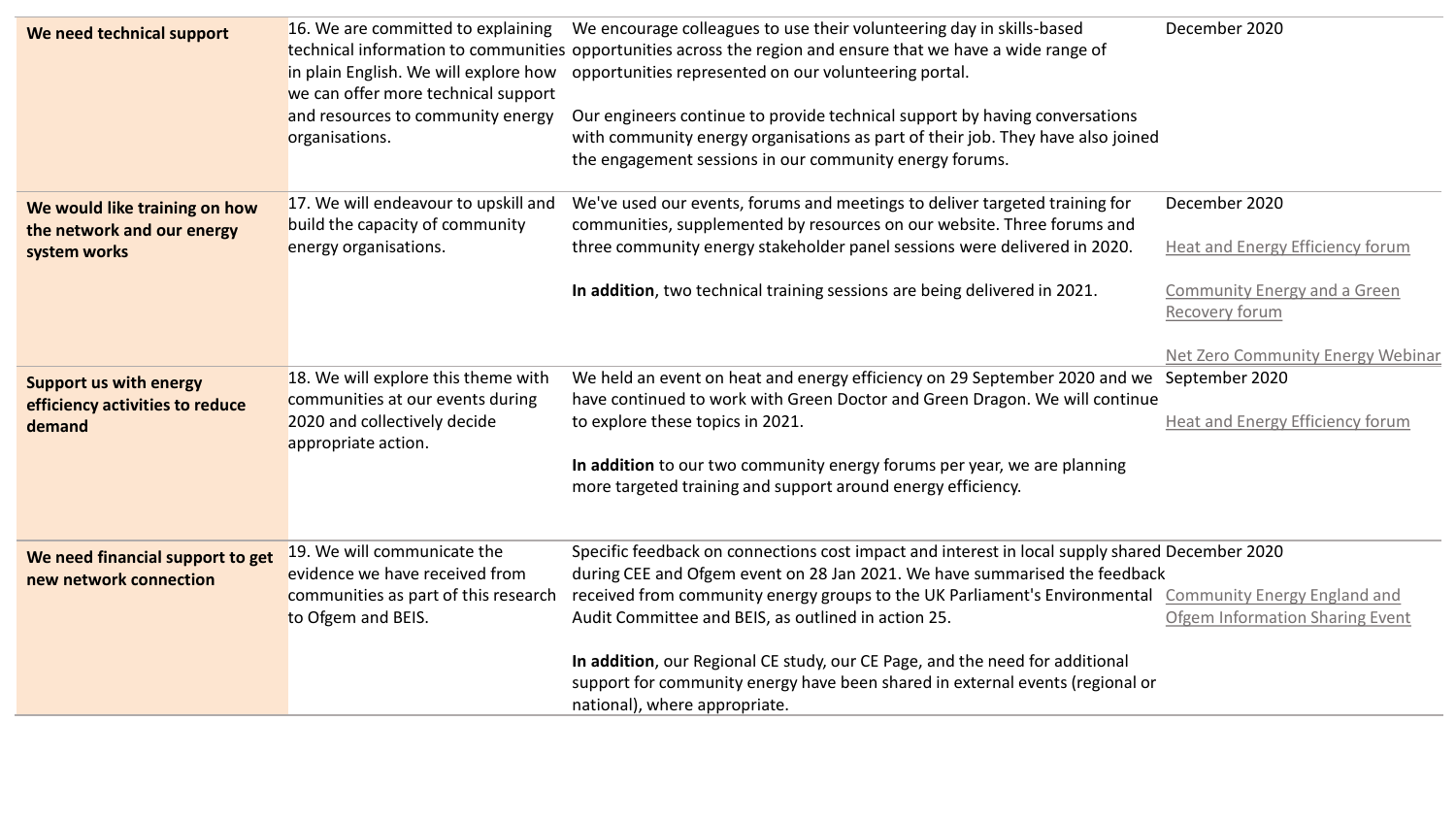| | | | |
|---|---|---|---|
| **We need technical support** | 16. We are committed to explaining technical information to communities in plain English. We will explore how we can offer more technical support and resources to community energy organisations. | We encourage colleagues to use their volunteering day in skills-based opportunities across the region and ensure that we have a wide range of opportunities represented on our volunteering portal.<br><br>Our engineers continue to provide technical support by having conversations with community energy organisations as part of their job. They have also joined the engagement sessions in our community energy forums. | December 2020 |
| **We would like training on how the network and our energy system works** | 17. We will endeavour to upskill and build the capacity of community energy organisations. | We've used our events, forums and meetings to deliver targeted training for communities, supplemented by resources on our website. Three forums and three community energy stakeholder panel sessions were delivered in 2020.<br><br>**In addition**, two technical training sessions are being delivered in 2021. | December 2020<br><br>Heat and Energy Efficiency forum<br><br>Community Energy and a Green Recovery forum<br><br>Net Zero Community Energy Webinar |
| **Support us with energy efficiency activities to reduce demand** | 18. We will explore this theme with communities at our events during 2020 and collectively decide appropriate action. | We held an event on heat and energy efficiency on 29 September 2020 and we have continued to work with Green Doctor and Green Dragon. We will continue to explore these topics in 2021.<br><br>**In addition** to our two community energy forums per year, we are planning more targeted training and support around energy efficiency. | September 2020<br><br>Heat and Energy Efficiency forum |
| **We need financial support to get new network connection** | 19. We will communicate the evidence we have received from communities as part of this research to Ofgem and BEIS. | Specific feedback on connections cost impact and interest in local supply shared during CEE and Ofgem event on 28 Jan 2021. We have summarised the feedback received from community energy groups to the UK Parliament's Environmental Audit Committee and BEIS, as outlined in action 25.<br><br>**In addition**, our Regional CE study, our CE Page, and the need for additional support for community energy have been shared in external events (regional or national), where appropriate. | December 2020<br><br>Community Energy England and Ofgem Information Sharing Event |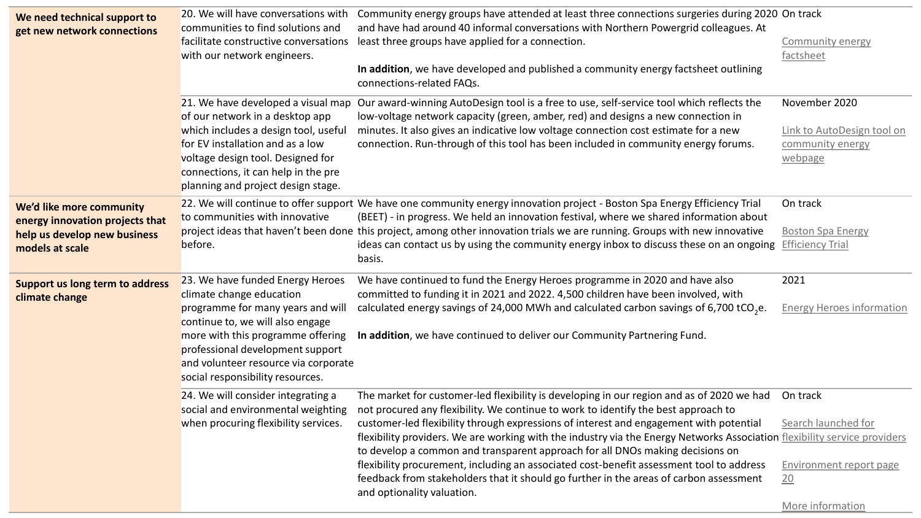| | | | |
|---|---|---|---|
| **We need technical support to get new network connections** | 20. We will have conversations with communities to find solutions and facilitate constructive conversations with our network engineers. | Community energy groups have attended at least three connections surgeries during 2020 and have had around 40 informal conversations with Northern Powergrid colleagues. At least three groups have applied for a connection.<br><br>**In addition**, we have developed and published a community energy factsheet outlining connections-related FAQs. | On track<br><br>Community energy factsheet |
| | 21. We have developed a visual map of our network in a desktop app which includes a design tool, useful for EV installation and as a low voltage design tool. Designed for connections, it can help in the pre planning and project design stage. | Our award-winning AutoDesign tool is a free to use, self-service tool which reflects the low-voltage network capacity (green, amber, red) and designs a new connection in minutes. It also gives an indicative low voltage connection cost estimate for a new connection. Run-through of this tool has been included in community energy forums. | November 2020<br><br>Link to AutoDesign tool on community energy webpage |
| **We'd like more community energy innovation projects that help us develop new business models at scale** | 22. We will continue to offer support to communities with innovative project ideas that haven't been done before. | We have one community energy innovation project - Boston Spa Energy Efficiency Trial (BEET) - in progress. We held an innovation festival, where we shared information about this project, among other innovation trials we are running. Groups with new innovative ideas can contact us by using the community energy inbox to discuss these on an ongoing basis. | On track<br><br>Boston Spa Energy Efficiency Trial |
| **Support us long term to address climate change** | 23. We have funded Energy Heroes climate change education programme for many years and will continue to, we will also engage more with this programme offering professional development support and volunteer resource via corporate social responsibility resources. | We have continued to fund the Energy Heroes programme in 2020 and have also committed to funding it in 2021 and 2022. 4,500 children have been involved, with calculated energy savings of 24,000 MWh and calculated carbon savings of 6,700 $tCO_2e$.<br><br>**In addition**, we have continued to deliver our Community Partnering Fund. | 2021<br><br>Energy Heroes information |
| | 24. We will consider integrating a social and environmental weighting when procuring flexibility services. | The market for customer-led flexibility is developing in our region and as of 2020 we had not procured any flexibility. We continue to work to identify the best approach to customer-led flexibility through expressions of interest and engagement with potential flexibility providers. We are working with the industry via the Energy Networks Association to develop a common and transparent approach for all DNOs making decisions on flexibility procurement, including an associated cost-benefit assessment tool to address feedback from stakeholders that it should go further in the areas of carbon assessment and optionality valuation. | On track<br><br>Search launched for flexibility service providers<br><br>Environment report page 20<br><br>More information |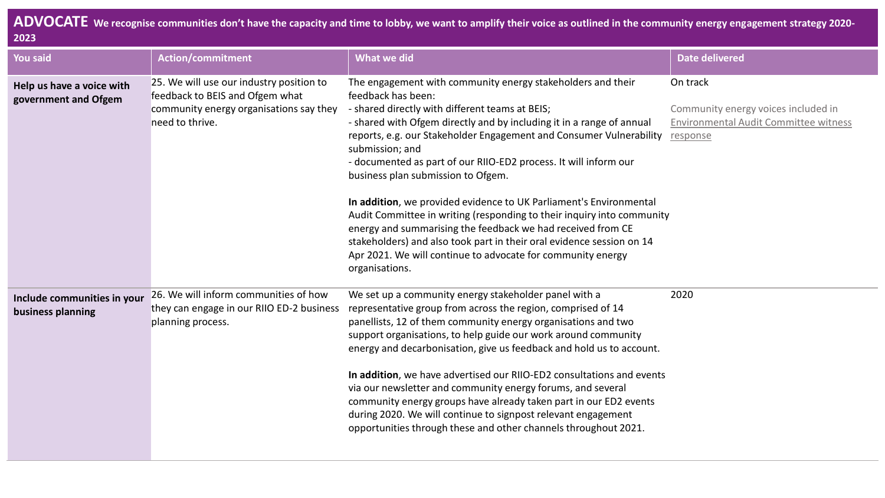## ADVOCATE We recognise communities don't have the capacity and time to lobby, we want to amplify their voice as outlined in the community energy engagement strategy 2020-2023

| You said | Action/commitment | What we did | Date delivered |
|---|---|---|---|
| **Help us have a voice with government and Ofgem** | 25. We will use our industry position to feedback to BEIS and Ofgem what community energy organisations say they need to thrive. | The engagement with community energy stakeholders and their feedback has been:<br>- shared directly with different teams at BEIS;<br>- shared with Ofgem directly and by including it in a range of annual reports, e.g. our Stakeholder Engagement and Consumer Vulnerability submission; and<br>- documented as part of our RIIO-ED2 process. It will inform our business plan submission to Ofgem.<br><br>**In addition**, we provided evidence to UK Parliament's Environmental Audit Committee in writing (responding to their inquiry into community energy and summarising the feedback we had received from CE stakeholders) and also took part in their oral evidence session on 14 Apr 2021. We will continue to advocate for community energy organisations. | On track<br><br>Community energy voices included in Environmental Audit Committee witness response |
| **Include communities in your business planning** | 26. We will inform communities of how they can engage in our RIIO ED-2 business planning process. | We set up a community energy stakeholder panel with a representative group from across the region, comprised of 14 panellists, 12 of them community energy organisations and two support organisations, to help guide our work around community energy and decarbonisation, give us feedback and hold us to account.<br><br>**In addition**, we have advertised our RIIO-ED2 consultations and events via our newsletter and community energy forums, and several community energy groups have already taken part in our ED2 events during 2020. We will continue to signpost relevant engagement opportunities through these and other channels throughout 2021. | 2020 |